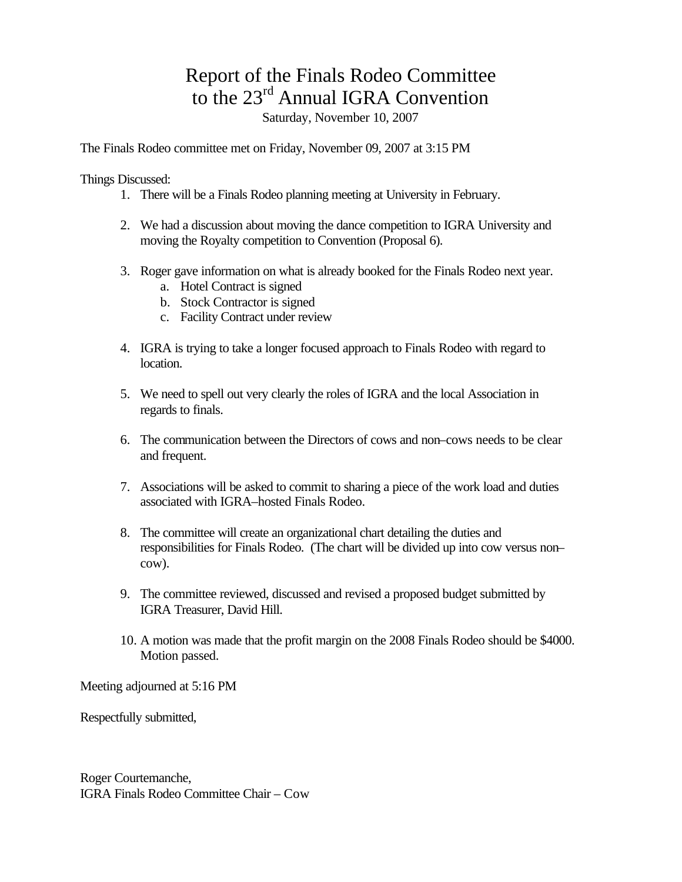# Report of the Finals Rodeo Committee to the 23rd Annual IGRA Convention

Saturday, November 10, 2007

The Finals Rodeo committee met on Friday, November 09, 2007 at 3:15 PM

Things Discussed:

1. There will be a Finals Rodeo planning meeting at University in February.

2. We had a discussion about moving the dance competition to IGRA University and moving the Royalty competition to Convention (Proposal 6).

3. Roger gave information on what is already booked for the Finals Rodeo next year.
   a. Hotel Contract is signed
   b. Stock Contractor is signed
   c. Facility Contract under review

4. IGRA is trying to take a longer focused approach to Finals Rodeo with regard to location.

5. We need to spell out very clearly the roles of IGRA and the local Association in regards to finals.

6. The communication between the Directors of cows and non–cows needs to be clear and frequent.

7. Associations will be asked to commit to sharing a piece of the work load and duties associated with IGRA–hosted Finals Rodeo.

8. The committee will create an organizational chart detailing the duties and responsibilities for Finals Rodeo. (The chart will be divided up into cow versus non–cow).

9. The committee reviewed, discussed and revised a proposed budget submitted by IGRA Treasurer, David Hill.

10. A motion was made that the profit margin on the 2008 Finals Rodeo should be $4000. Motion passed.

Meeting adjourned at 5:16 PM

Respectfully submitted,

Roger Courtemanche,
IGRA Finals Rodeo Committee Chair – Cow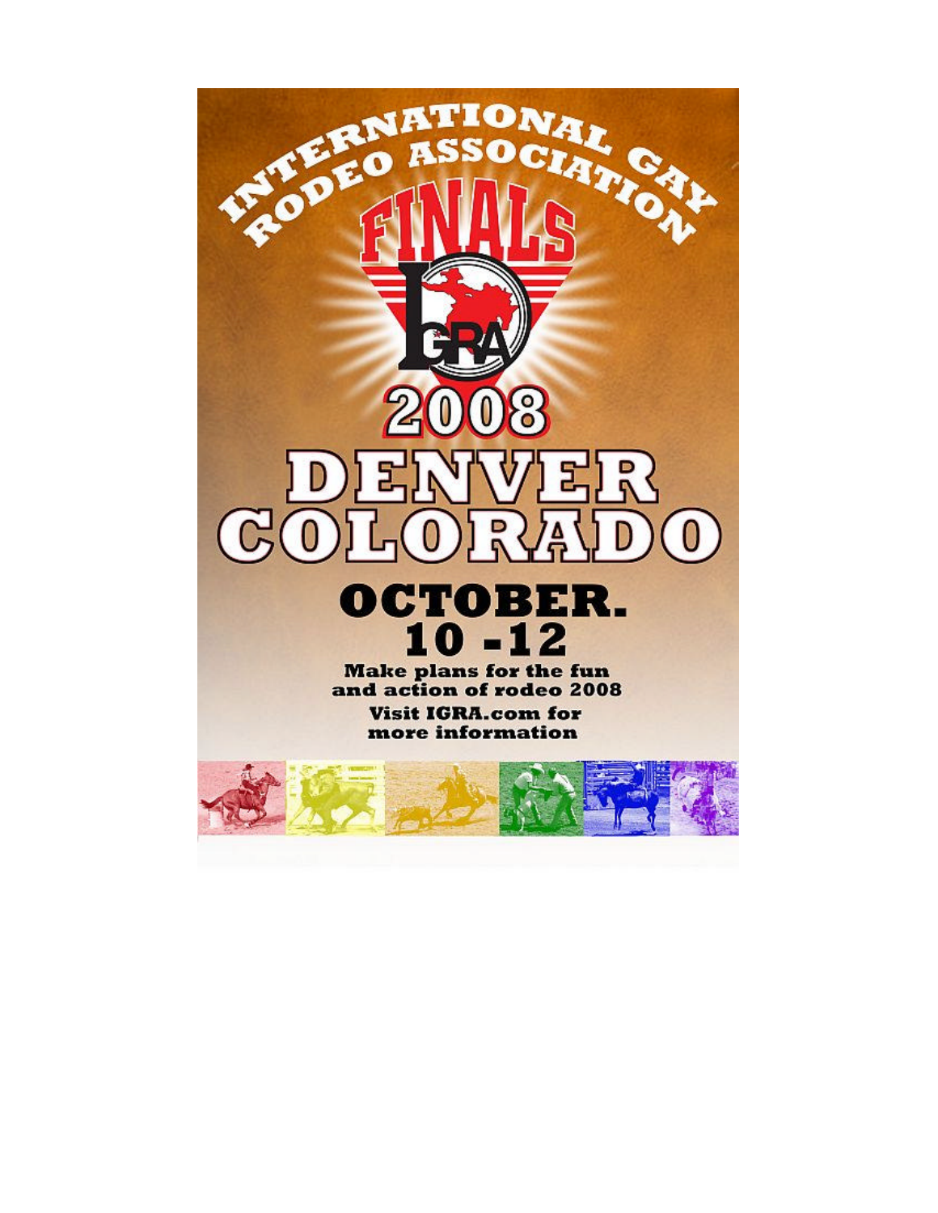# INTERNATIONAL GAY RODEO ASSOCIATION

## FINALS

IGRA

## 2008

# DENVER COLORADO

## OCTOBER. 10 -12

**Make plans for the fun and action of rodeo 2008**

**Visit IGRA.com for more information**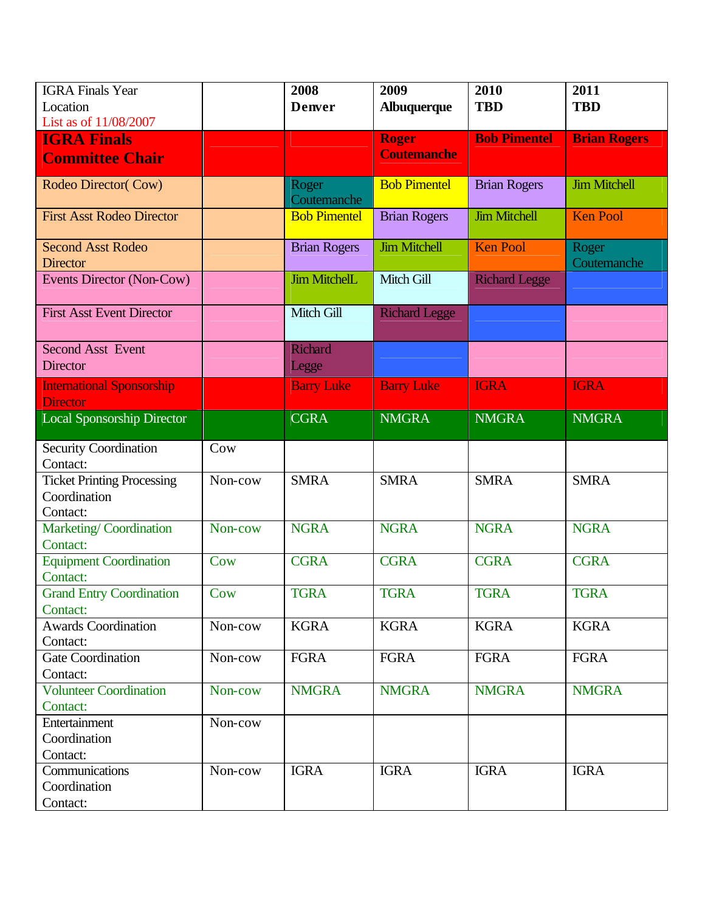| IGRA Finals Year<br>Location<br>List as of 11/08/2007 | | **2008**<br>**Denver** | **2009**<br>**Albuquerque** | **2010**<br>**TBD** | **2011**<br>**TBD** |
|---|---|---|---|---|---|
| **IGRA Finals Committee Chair** | | | **Roger Coutemanche** | **Bob Pimentel** | **Brian Rogers** |
| Rodeo Director( Cow) | | Roger Coutemanche | Bob Pimentel | Brian Rogers | Jim Mitchell |
| First Asst Rodeo Director | | Bob Pimentel | Brian Rogers | Jim Mitchell | Ken Pool |
| Second Asst Rodeo Director | | Brian Rogers | Jim Mitchell | Ken Pool | Roger Coutemanche |
| Events Director (Non-Cow) | | Jim MitchelL | Mitch Gill | Richard Legge | |
| First Asst Event Director | | Mitch Gill | Richard Legge | | |
| Second Asst Event Director | | Richard Legge | | | |
| International Sponsorship Director | | Barry Luke | Barry Luke | IGRA | IGRA |
| Local Sponsorship Director | | CGRA | NMGRA | NMGRA | NMGRA |
| Security Coordination Contact: | Cow | | | | |
| Ticket Printing Processing Coordination Contact: | Non-cow | SMRA | SMRA | SMRA | SMRA |
| Marketing/ Coordination Contact: | Non-cow | NGRA | NGRA | NGRA | NGRA |
| Equipment Coordination Contact: | Cow | CGRA | CGRA | CGRA | CGRA |
| Grand Entry Coordination Contact: | Cow | TGRA | TGRA | TGRA | TGRA |
| Awards Coordination Contact: | Non-cow | KGRA | KGRA | KGRA | KGRA |
| Gate Coordination Contact: | Non-cow | FGRA | FGRA | FGRA | FGRA |
| Volunteer Coordination Contact: | Non-cow | NMGRA | NMGRA | NMGRA | NMGRA |
| Entertainment Coordination Contact: | Non-cow | | | | |
| Communications Coordination Contact: | Non-cow | IGRA | IGRA | IGRA | IGRA |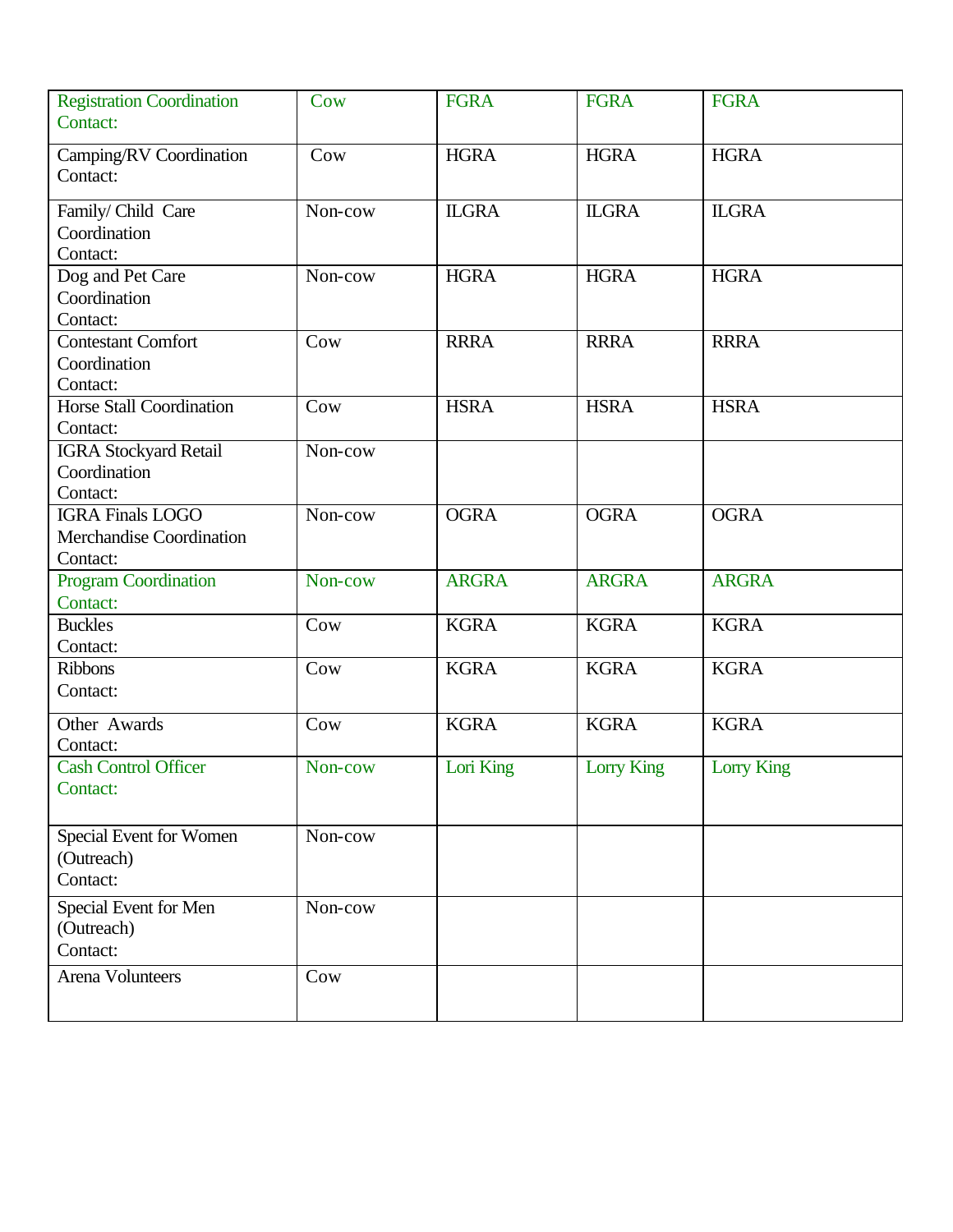| | | | | |
|---|---|---|---|---|
| Registration Coordination<br>Contact: | Cow | FGRA | FGRA | FGRA |
| Camping/RV Coordination<br>Contact: | Cow | HGRA | HGRA | HGRA |
| Family/ Child Care Coordination<br>Contact: | Non-cow | ILGRA | ILGRA | ILGRA |
| Dog and Pet Care Coordination<br>Contact: | Non-cow | HGRA | HGRA | HGRA |
| Contestant Comfort Coordination<br>Contact: | Cow | RRRA | RRRA | RRRA |
| Horse Stall Coordination<br>Contact: | Cow | HSRA | HSRA | HSRA |
| IGRA Stockyard Retail Coordination<br>Contact: | Non-cow | | | |
| IGRA Finals LOGO Merchandise Coordination<br>Contact: | Non-cow | OGRA | OGRA | OGRA |
| Program Coordination<br>Contact: | Non-cow | ARGRA | ARGRA | ARGRA |
| Buckles<br>Contact: | Cow | KGRA | KGRA | KGRA |
| Ribbons<br>Contact: | Cow | KGRA | KGRA | KGRA |
| Other Awards<br>Contact: | Cow | KGRA | KGRA | KGRA |
| Cash Control Officer<br>Contact: | Non-cow | Lori King | Lorry King | Lorry King |
| Special Event for Women (Outreach)<br>Contact: | Non-cow | | | |
| Special Event for Men (Outreach)<br>Contact: | Non-cow | | | |
| Arena Volunteers | Cow | | | |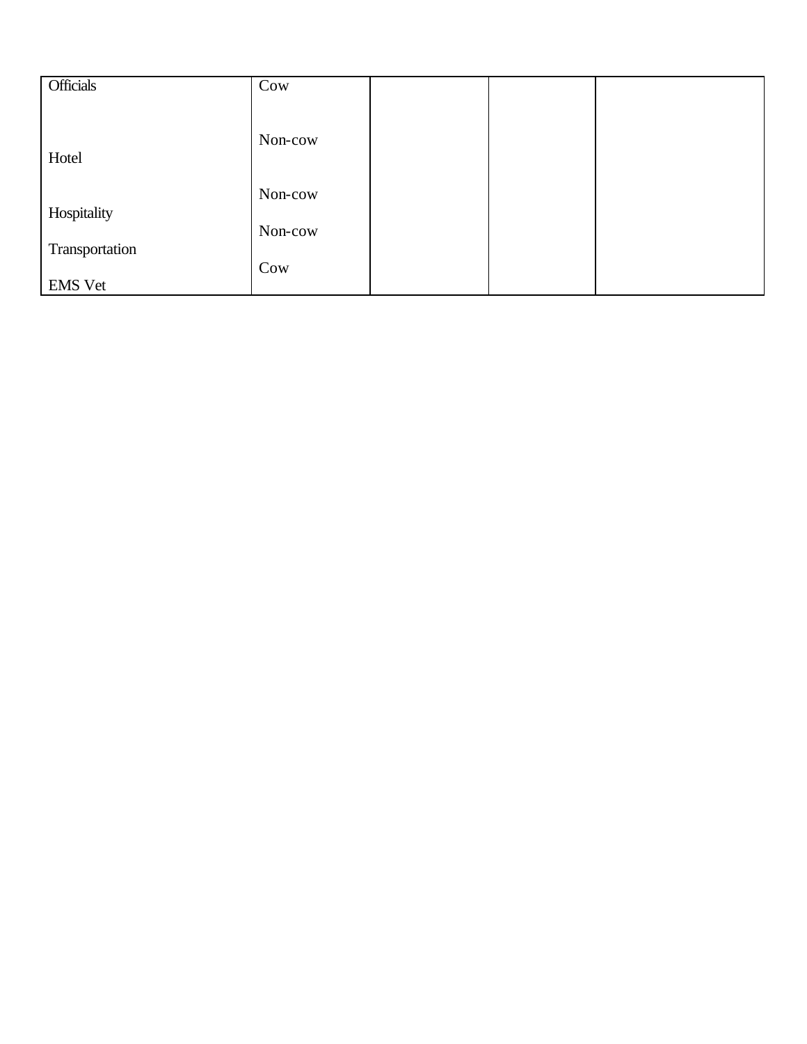| | | | | |
|---|---|---|---|---|
| Officials | Cow | | | |
| Hotel | Non-cow | | | |
| Hospitality | Non-cow | | | |
| Transportation | Non-cow | | | |
| EMS Vet | Cow | | | |